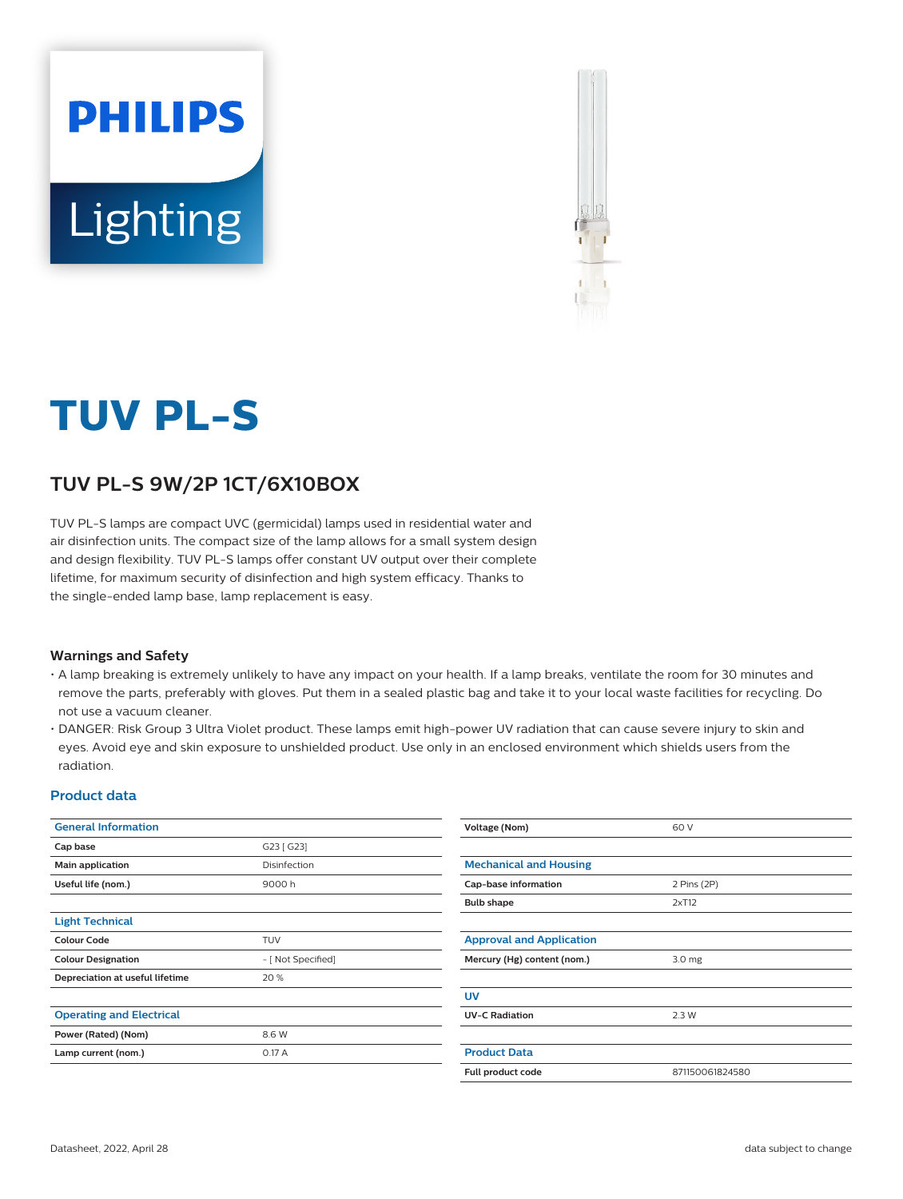PHILIPS

Lighting

# TUV PL-S

## TUV PL-S 9W/2P 1CT/6X10BOX

TUV PL-S lamps are compact UVC (germicidal) lamps used in residential water and air disinfection units. The compact size of the lamp allows for a small system design and design flexibility. TUV PL-S lamps offer constant UV output over their complete lifetime, for maximum security of disinfection and high system efficacy. Thanks to the single-ended lamp base, lamp replacement is easy.

### Warnings and Safety

- A lamp breaking is extremely unlikely to have any impact on your health. If a lamp breaks, ventilate the room for 30 minutes and remove the parts, preferably with gloves. Put them in a sealed plastic bag and take it to your local waste facilities for recycling. Do not use a vacuum cleaner.
- DANGER: Risk Group 3 Ultra Violet product. These lamps emit high-power UV radiation that can cause severe injury to skin and eyes. Avoid eye and skin exposure to unshielded product. Use only in an enclosed environment which shields users from the radiation.

## Product data

| General Information | |
|---|---|
| **Cap base** | G23 [ G23] |
| **Main application** | Disinfection |
| **Useful life (nom.)** | 9000 h |

| Light Technical | |
|---|---|
| **Colour Code** | TUV |
| **Colour Designation** | - [ Not Specified] |
| **Depreciation at useful lifetime** | 20 % |

| Operating and Electrical | |
|---|---|
| **Power (Rated) (Nom)** | 8.6 W |
| **Lamp current (nom.)** | 0.17 A |
| **Voltage (Nom)** | 60 V |

| Mechanical and Housing | |
|---|---|
| **Cap-base information** | 2 Pins (2P) |
| **Bulb shape** | 2xT12 |

| Approval and Application | |
|---|---|
| **Mercury (Hg) content (nom.)** | 3.0 mg |

| UV | |
|---|---|
| **UV-C Radiation** | 2.3 W |

| Product Data | |
|---|---|
| **Full product code** | 871150061824580 |

Datasheet, 2022, April 28

data subject to change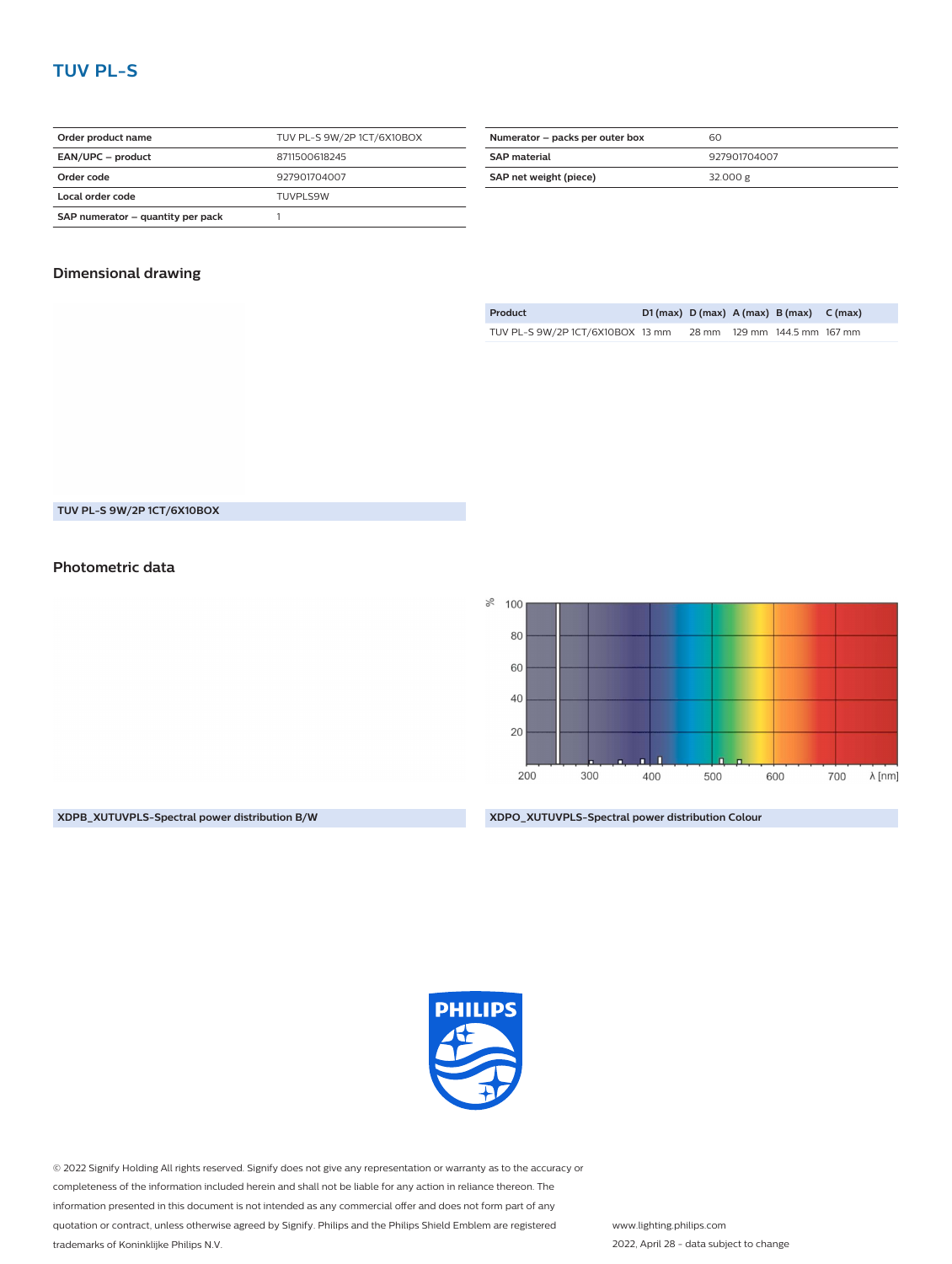# TUV PL-S

| | |
|---|---|
| Order product name | TUV PL-S 9W/2P 1CT/6X10BOX |
| EAN/UPC – product | 8711500618245 |
| Order code | 927901704007 |
| Local order code | TUVPLS9W |
| SAP numerator – quantity per pack | 1 |
| Numerator – packs per outer box | 60 |
| SAP material | 927901704007 |
| SAP net weight (piece) | 32.000 g |

## Dimensional drawing

| Product | D1 (max) | D (max) | A (max) | B (max) | C (max) |
|---|---|---|---|---|---|
| TUV PL-S 9W/2P 1CT/6X10BOX | 13 mm | 28 mm | 129 mm | 144.5 mm | 167 mm |

**TUV PL-S 9W/2P 1CT/6X10BOX**

## Photometric data

%
100
80
60
40
20
200
300
400
500
600
700
λ [nm]

**XDPB_XUTUVPLS-Spectral power distribution B/W**

**XDPO_XUTUVPLS-Spectral power distribution Colour**

© 2022 Signify Holding All rights reserved. Signify does not give any representation or warranty as to the accuracy or completeness of the information included herein and shall not be liable for any action in reliance thereon. The information presented in this document is not intended as any commercial offer and does not form part of any quotation or contract, unless otherwise agreed by Signify. Philips and the Philips Shield Emblem are registered trademarks of Koninklijke Philips N.V.

www.lighting.philips.com

2022, April 28 - data subject to change